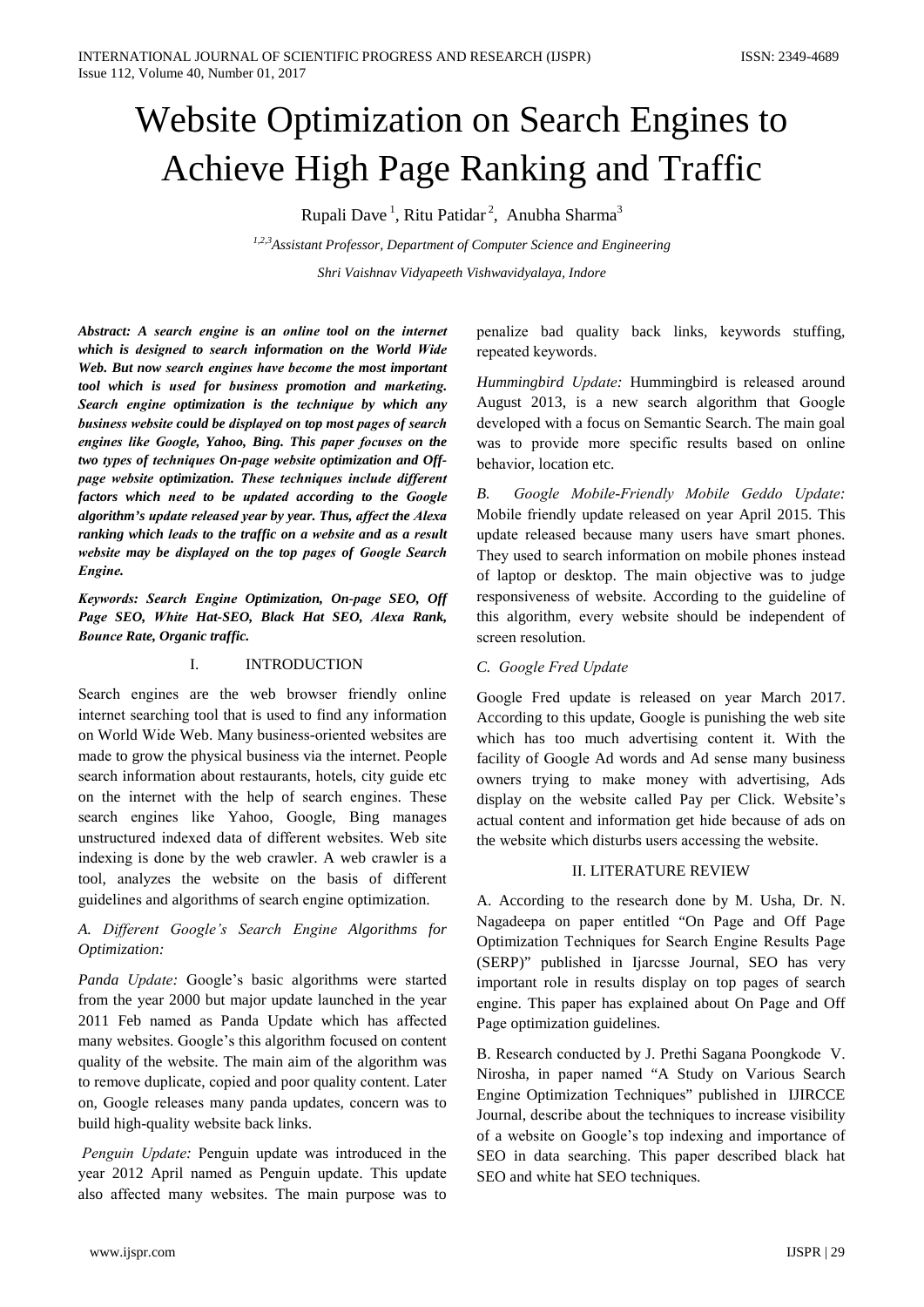# Website Optimization on Search Engines to Achieve High Page Ranking and Traffic

Rupali Dave [1], Ritu Patidar [2], Anubha Sharma [3]

[1,2,3] *Assistant Professor, Department of Computer Science and Engineering*

*Shri Vaishnav Vidyapeeth Vishwavidyalaya, Indore*

***Abstract: A search engine is an online tool on the internet which is designed to search information on the World Wide Web. But now search engines have become the most important tool which is used for business promotion and marketing. Search engine optimization is the technique by which any business website could be displayed on top most pages of search engines like Google, Yahoo, Bing. This paper focuses on the two types of techniques On-page website optimization and Off-page website optimization. These techniques include different factors which need to be updated according to the Google algorithm's update released year by year. Thus, affect the Alexa ranking which leads to the traffic on a website and as a result website may be displayed on the top pages of Google Search Engine.***

***Keywords: Search Engine Optimization, On-page SEO, Off Page SEO, White Hat-SEO, Black Hat SEO, Alexa Rank, Bounce Rate, Organic traffic.***

## I. INTRODUCTION

Search engines are the web browser friendly online internet searching tool that is used to find any information on World Wide Web. Many business-oriented websites are made to grow the physical business via the internet. People search information about restaurants, hotels, city guide etc on the internet with the help of search engines. These search engines like Yahoo, Google, Bing manages unstructured indexed data of different websites. Web site indexing is done by the web crawler. A web crawler is a tool, analyzes the website on the basis of different guidelines and algorithms of search engine optimization.

### *A. Different Google's Search Engine Algorithms for Optimization:*

*Panda Update:* Google's basic algorithms were started from the year 2000 but major update launched in the year 2011 Feb named as Panda Update which has affected many websites. Google's this algorithm focused on content quality of the website. The main aim of the algorithm was to remove duplicate, copied and poor quality content. Later on, Google releases many panda updates, concern was to build high-quality website back links.

*Penguin Update:* Penguin update was introduced in the year 2012 April named as Penguin update. This update also affected many websites. The main purpose was to penalize bad quality back links, keywords stuffing, repeated keywords.

*Hummingbird Update:* Hummingbird is released around August 2013, is a new search algorithm that Google developed with a focus on Semantic Search. The main goal was to provide more specific results based on online behavior, location etc.

### *B. Google Mobile-Friendly Mobile Geddo Update:*

Mobile friendly update released on year April 2015. This update released because many users have smart phones. They used to search information on mobile phones instead of laptop or desktop. The main objective was to judge responsiveness of website. According to the guideline of this algorithm, every website should be independent of screen resolution.

### *C. Google Fred Update*

Google Fred update is released on year March 2017. According to this update, Google is punishing the web site which has too much advertising content it. With the facility of Google Ad words and Ad sense many business owners trying to make money with advertising, Ads display on the website called Pay per Click. Website's actual content and information get hide because of ads on the website which disturbs users accessing the website.

## II. LITERATURE REVIEW

A. According to the research done by M. Usha, Dr. N. Nagadeepa on paper entitled "On Page and Off Page Optimization Techniques for Search Engine Results Page (SERP)" published in Ijarcsse Journal, SEO has very important role in results display on top pages of search engine. This paper has explained about On Page and Off Page optimization guidelines.

B. Research conducted by J. Prethi Sagana Poongkode V. Nirosha, in paper named "A Study on Various Search Engine Optimization Techniques" published in IJIRCCE Journal, describe about the techniques to increase visibility of a website on Google's top indexing and importance of SEO in data searching. This paper described black hat SEO and white hat SEO techniques.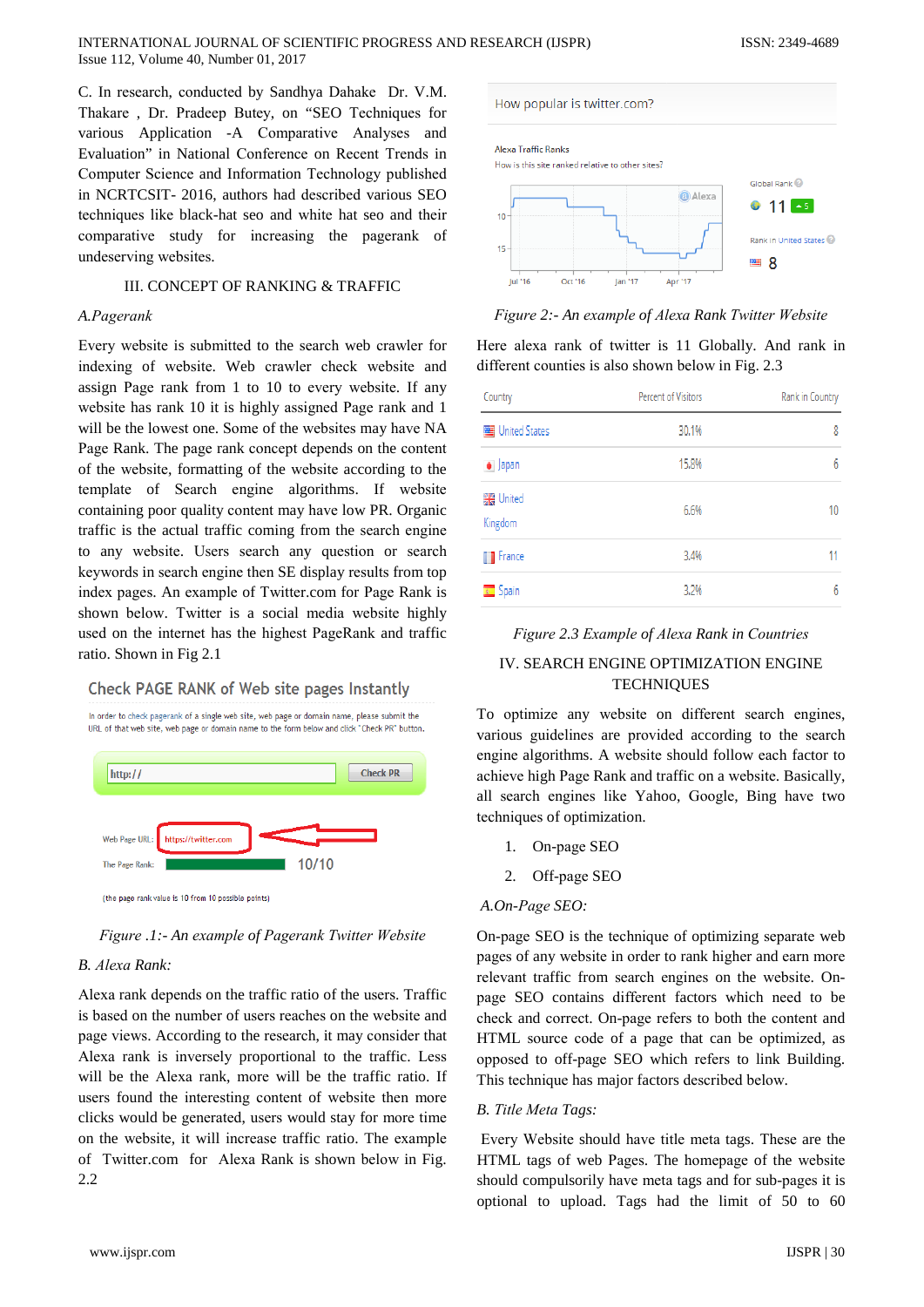C. In research, conducted by Sandhya Dahake Dr. V.M. Thakare , Dr. Pradeep Butey, on "SEO Techniques for various Application -A Comparative Analyses and Evaluation" in National Conference on Recent Trends in Computer Science and Information Technology published in NCRTCSIT- 2016, authors had described various SEO techniques like black-hat seo and white hat seo and their comparative study for increasing the pagerank of undeserving websites.

## III. CONCEPT OF RANKING & TRAFFIC

### A.Pagerank

Every website is submitted to the search web crawler for indexing of website. Web crawler check website and assign Page rank from 1 to 10 to every website. If any website has rank 10 it is highly assigned Page rank and 1 will be the lowest one. Some of the websites may have NA Page Rank. The page rank concept depends on the content of the website, formatting of the website according to the template of Search engine algorithms. If website containing poor quality content may have low PR. Organic traffic is the actual traffic coming from the search engine to any website. Users search any question or search keywords in search engine then SE display results from top index pages. An example of Twitter.com for Page Rank is shown below. Twitter is a social media website highly used on the internet has the highest PageRank and traffic ratio. Shown in Fig 2.1

Check PAGE RANK of Web site pages Instantly

In order to check pagerank of a single web site, web page or domain name, please submit the URL of that web site, web page or domain name to the form below and click "Check PR" button.

http:// Check PR

Web Page URL: https://twitter.com

The Page Rank: 10/10

(the page rank value is 10 from 10 possible points)

*Figure .1:- An example of Pagerank Twitter Website*

### B. Alexa Rank:

Alexa rank depends on the traffic ratio of the users. Traffic is based on the number of users reaches on the website and page views. According to the research, it may consider that Alexa rank is inversely proportional to the traffic. Less will be the Alexa rank, more will be the traffic ratio. If users found the interesting content of website then more clicks would be generated, users would stay for more time on the website, it will increase traffic ratio. The example of Twitter.com for Alexa Rank is shown below in Fig. 2.2

How popular is twitter.com?

Alexa Traffic Ranks

How is this site ranked relative to other sites?

Global Rank: 11 ▲5

Rank in United States: 8

*Figure 2:- An example of Alexa Rank Twitter Website*

Here alexa rank of twitter is 11 Globally. And rank in different counties is also shown below in Fig. 2.3

| Country | Percent of Visitors | Rank in Country |
|---|---|---|
| United States | 30.1% | 8 |
| Japan | 15.8% | 6 |
| United Kingdom | 6.6% | 10 |
| France | 3.4% | 11 |
| Spain | 3.2% | 6 |

*Figure 2.3 Example of Alexa Rank in Countries*

## IV. SEARCH ENGINE OPTIMIZATION ENGINE TECHNIQUES

To optimize any website on different search engines, various guidelines are provided according to the search engine algorithms. A website should follow each factor to achieve high Page Rank and traffic on a website. Basically, all search engines like Yahoo, Google, Bing have two techniques of optimization.

1. On-page SEO
2. Off-page SEO

### A.On-Page SEO:

On-page SEO is the technique of optimizing separate web pages of any website in order to rank higher and earn more relevant traffic from search engines on the website. On-page SEO contains different factors which need to be check and correct. On-page refers to both the content and HTML source code of a page that can be optimized, as opposed to off-page SEO which refers to link Building. This technique has major factors described below.

### B. Title Meta Tags:

Every Website should have title meta tags. These are the HTML tags of web Pages. The homepage of the website should compulsorily have meta tags and for sub-pages it is optional to upload. Tags had the limit of 50 to 60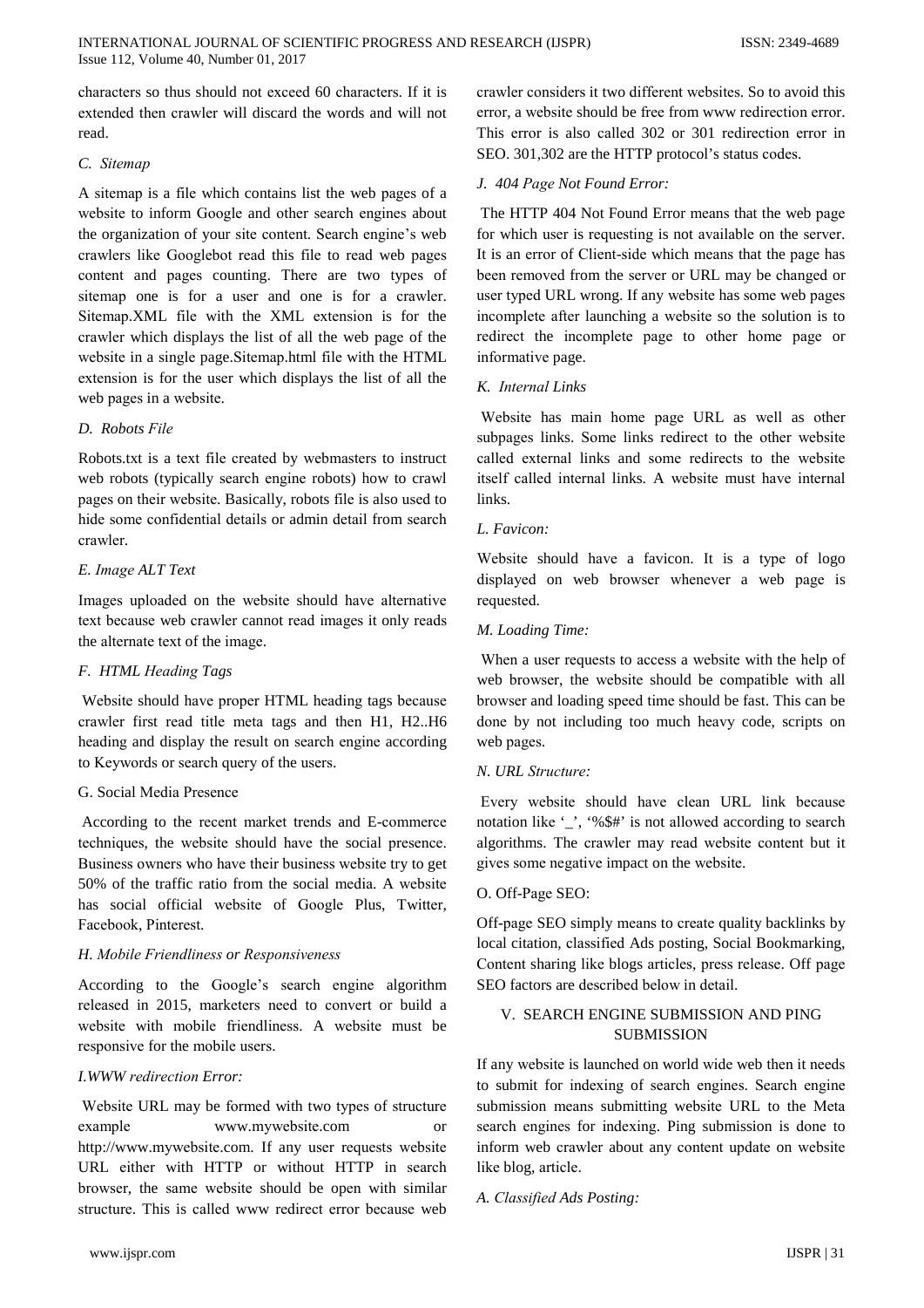characters so thus should not exceed 60 characters. If it is extended then crawler will discard the words and will not read.

### C. Sitemap

A sitemap is a file which contains list the web pages of a website to inform Google and other search engines about the organization of your site content. Search engine's web crawlers like Googlebot read this file to read web pages content and pages counting. There are two types of sitemap one is for a user and one is for a crawler. Sitemap.XML file with the XML extension is for the crawler which displays the list of all the web page of the website in a single page.Sitemap.html file with the HTML extension is for the user which displays the list of all the web pages in a website.

### D. Robots File

Robots.txt is a text file created by webmasters to instruct web robots (typically search engine robots) how to crawl pages on their website. Basically, robots file is also used to hide some confidential details or admin detail from search crawler.

### E. Image ALT Text

Images uploaded on the website should have alternative text because web crawler cannot read images it only reads the alternate text of the image.

### F. HTML Heading Tags

Website should have proper HTML heading tags because crawler first read title meta tags and then H1, H2..H6 heading and display the result on search engine according to Keywords or search query of the users.

### G. Social Media Presence

According to the recent market trends and E-commerce techniques, the website should have the social presence. Business owners who have their business website try to get 50% of the traffic ratio from the social media. A website has social official website of Google Plus, Twitter, Facebook, Pinterest.

### H. Mobile Friendliness or Responsiveness

According to the Google's search engine algorithm released in 2015, marketers need to convert or build a website with mobile friendliness. A website must be responsive for the mobile users.

### I.WWW redirection Error:

Website URL may be formed with two types of structure example www.mywebsite.com or http://www.mywebsite.com. If any user requests website URL either with HTTP or without HTTP in search browser, the same website should be open with similar structure. This is called www redirect error because web crawler considers it two different websites. So to avoid this error, a website should be free from www redirection error. This error is also called 302 or 301 redirection error in SEO. 301,302 are the HTTP protocol's status codes.

### J. 404 Page Not Found Error:

The HTTP 404 Not Found Error means that the web page for which user is requesting is not available on the server. It is an error of Client-side which means that the page has been removed from the server or URL may be changed or user typed URL wrong. If any website has some web pages incomplete after launching a website so the solution is to redirect the incomplete page to other home page or informative page.

### K. Internal Links

Website has main home page URL as well as other subpages links. Some links redirect to the other website called external links and some redirects to the website itself called internal links. A website must have internal links.

### L. Favicon:

Website should have a favicon. It is a type of logo displayed on web browser whenever a web page is requested.

### M. Loading Time:

When a user requests to access a website with the help of web browser, the website should be compatible with all browser and loading speed time should be fast. This can be done by not including too much heavy code, scripts on web pages.

### N. URL Structure:

Every website should have clean URL link because notation like '_', '%$#' is not allowed according to search algorithms. The crawler may read website content but it gives some negative impact on the website.

### O. Off-Page SEO:

Off-page SEO simply means to create quality backlinks by local citation, classified Ads posting, Social Bookmarking, Content sharing like blogs articles, press release. Off page SEO factors are described below in detail.

## V. SEARCH ENGINE SUBMISSION AND PING SUBMISSION

If any website is launched on world wide web then it needs to submit for indexing of search engines. Search engine submission means submitting website URL to the Meta search engines for indexing. Ping submission is done to inform web crawler about any content update on website like blog, article.

### A. Classified Ads Posting: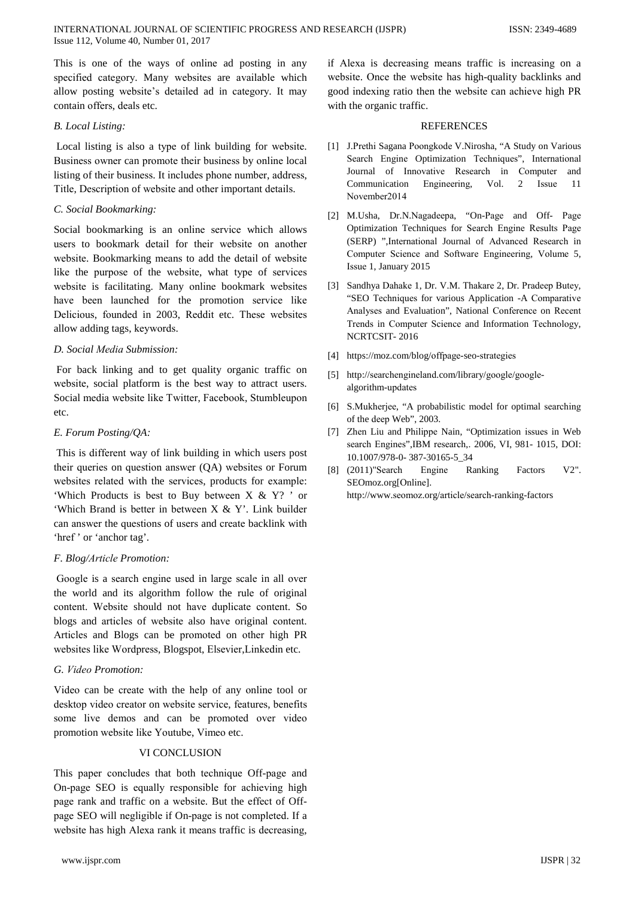This is one of the ways of online ad posting in any specified category. Many websites are available which allow posting website's detailed ad in category. It may contain offers, deals etc.

### *B. Local Listing:*

Local listing is also a type of link building for website. Business owner can promote their business by online local listing of their business. It includes phone number, address, Title, Description of website and other important details.

### *C. Social Bookmarking:*

Social bookmarking is an online service which allows users to bookmark detail for their website on another website. Bookmarking means to add the detail of website like the purpose of the website, what type of services website is facilitating. Many online bookmark websites have been launched for the promotion service like Delicious, founded in 2003, Reddit etc. These websites allow adding tags, keywords.

### *D. Social Media Submission:*

For back linking and to get quality organic traffic on website, social platform is the best way to attract users. Social media website like Twitter, Facebook, Stumbleupon etc.

### *E. Forum Posting/QA:*

This is different way of link building in which users post their queries on question answer (QA) websites or Forum websites related with the services, products for example: 'Which Products is best to Buy between X & Y? ' or 'Which Brand is better in between X & Y'. Link builder can answer the questions of users and create backlink with 'href ' or 'anchor tag'.

### *F. Blog/Article Promotion:*

Google is a search engine used in large scale in all over the world and its algorithm follow the rule of original content. Website should not have duplicate content. So blogs and articles of website also have original content. Articles and Blogs can be promoted on other high PR websites like Wordpress, Blogspot, Elsevier,Linkedin etc.

### *G. Video Promotion:*

Video can be create with the help of any online tool or desktop video creator on website service, features, benefits some live demos and can be promoted over video promotion website like Youtube, Vimeo etc.

## VI CONCLUSION

This paper concludes that both technique Off-page and On-page SEO is equally responsible for achieving high page rank and traffic on a website. But the effect of Off-page SEO will negligible if On-page is not completed. If a website has high Alexa rank it means traffic is decreasing, if Alexa is decreasing means traffic is increasing on a website. Once the website has high-quality backlinks and good indexing ratio then the website can achieve high PR with the organic traffic.

## REFERENCES

[1] J.Prethi Sagana Poongkode V.Nirosha, "A Study on Various Search Engine Optimization Techniques", International Journal of Innovative Research in Computer and Communication Engineering, Vol. 2 Issue 11 November2014

[2] M.Usha, Dr.N.Nagadeepa, "On-Page and Off- Page Optimization Techniques for Search Engine Results Page (SERP) ",International Journal of Advanced Research in Computer Science and Software Engineering, Volume 5, Issue 1, January 2015

[3] Sandhya Dahake 1, Dr. V.M. Thakare 2, Dr. Pradeep Butey, "SEO Techniques for various Application -A Comparative Analyses and Evaluation", National Conference on Recent Trends in Computer Science and Information Technology, NCRTCSIT- 2016

[4] https://moz.com/blog/offpage-seo-strategies

[5] http://searchengineland.com/library/google/google-algorithm-updates

[6] S.Mukherjee, "A probabilistic model for optimal searching of the deep Web", 2003.

[7] Zhen Liu and Philippe Nain, "Optimization issues in Web search Engines",IBM research,. 2006, VI, 981- 1015, DOI: 10.1007/978-0- 387-30165-5_34

[8] (2011)"Search Engine Ranking Factors V2". SEOmoz.org[Online]. http://www.seomoz.org/article/search-ranking-factors